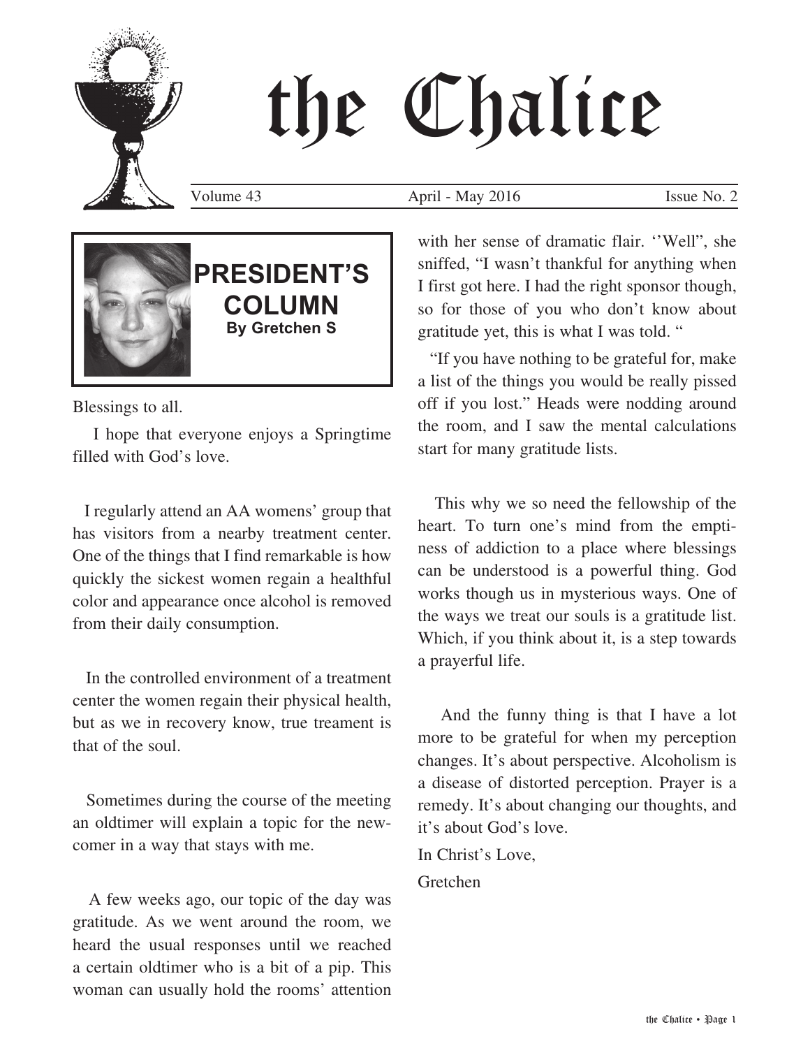# the Chalice

Volume 43 — April - May 2016 — Issue No. 2

## PRESIDENT'S COLUMN

**By Gretchen S**

Blessings to all.

I hope that everyone enjoys a Springtime filled with God's love.

I regularly attend an AA womens' group that has visitors from a nearby treatment center. One of the things that I find remarkable is how quickly the sickest women regain a healthful color and appearance once alcohol is removed from their daily consumption.

In the controlled environment of a treatment center the women regain their physical health, but as we in recovery know, true treament is that of the soul.

Sometimes during the course of the meeting an oldtimer will explain a topic for the newcomer in a way that stays with me.

A few weeks ago, our topic of the day was gratitude. As we went around the room, we heard the usual responses until we reached a certain oldtimer who is a bit of a pip. This woman can usually hold the rooms' attention with her sense of dramatic flair. ''Well", she sniffed, "I wasn't thankful for anything when I first got here. I had the right sponsor though, so for those of you who don't know about gratitude yet, this is what I was told. "

"If you have nothing to be grateful for, make a list of the things you would be really pissed off if you lost." Heads were nodding around the room, and I saw the mental calculations start for many gratitude lists.

This why we so need the fellowship of the heart. To turn one's mind from the emptiness of addiction to a place where blessings can be understood is a powerful thing. God works though us in mysterious ways. One of the ways we treat our souls is a gratitude list. Which, if you think about it, is a step towards a prayerful life.

And the funny thing is that I have a lot more to be grateful for when my perception changes. It's about perspective. Alcoholism is a disease of distorted perception. Prayer is a remedy. It's about changing our thoughts, and it's about God's love.

In Christ's Love,

Gretchen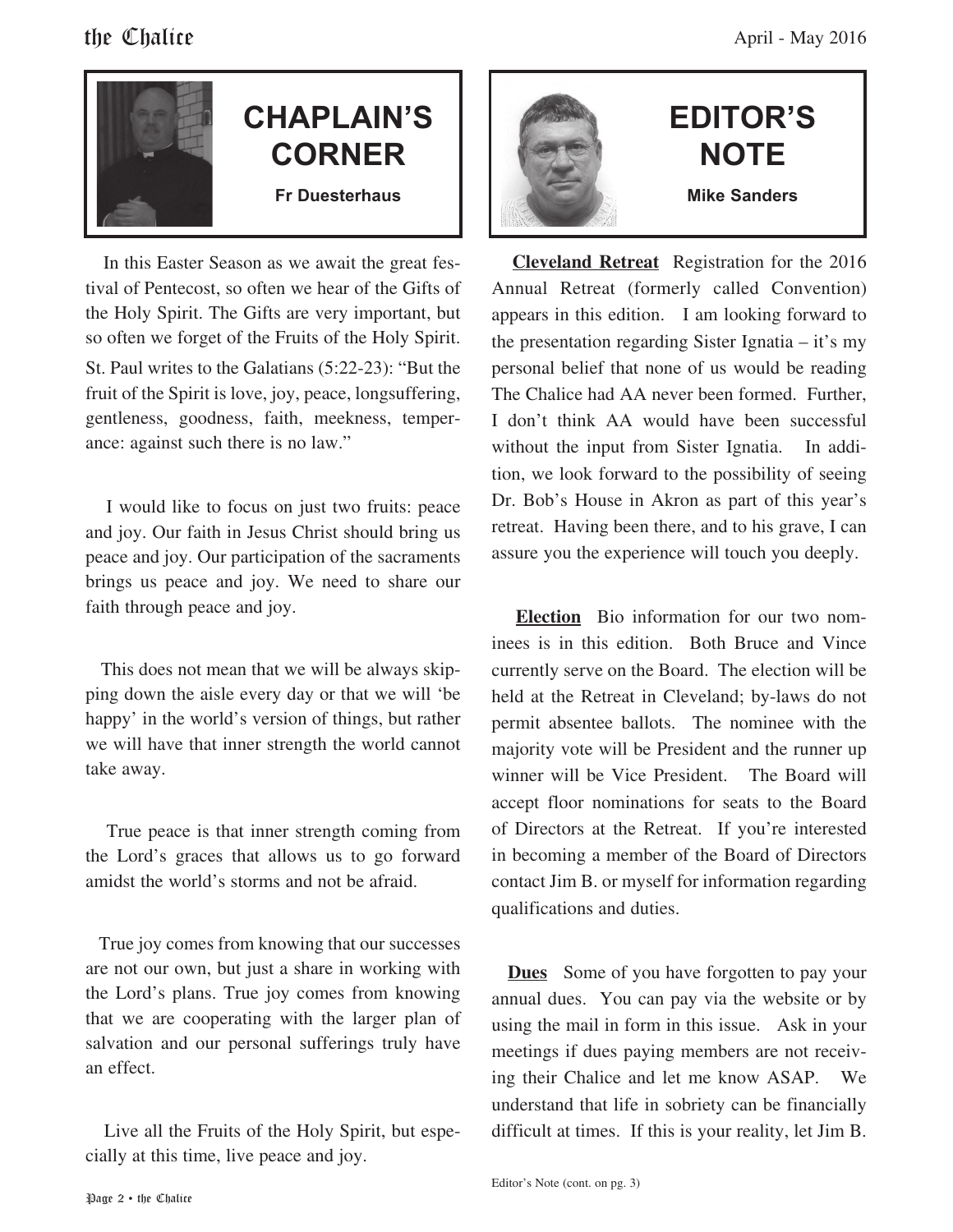## CHAPLAIN'S CORNER

**Fr Duesterhaus**

In this Easter Season as we await the great festival of Pentecost, so often we hear of the Gifts of the Holy Spirit. The Gifts are very important, but so often we forget of the Fruits of the Holy Spirit. St. Paul writes to the Galatians (5:22-23): "But the fruit of the Spirit is love, joy, peace, longsuffering, gentleness, goodness, faith, meekness, temperance: against such there is no law."

I would like to focus on just two fruits: peace and joy. Our faith in Jesus Christ should bring us peace and joy. Our participation of the sacraments brings us peace and joy. We need to share our faith through peace and joy.

This does not mean that we will be always skipping down the aisle every day or that we will 'be happy' in the world's version of things, but rather we will have that inner strength the world cannot take away.

True peace is that inner strength coming from the Lord's graces that allows us to go forward amidst the world's storms and not be afraid.

True joy comes from knowing that our successes are not our own, but just a share in working with the Lord's plans. True joy comes from knowing that we are cooperating with the larger plan of salvation and our personal sufferings truly have an effect.

Live all the Fruits of the Holy Spirit, but especially at this time, live peace and joy.

## EDITOR'S NOTE

**Mike Sanders**

**Cleveland Retreat** Registration for the 2016 Annual Retreat (formerly called Convention) appears in this edition. I am looking forward to the presentation regarding Sister Ignatia – it's my personal belief that none of us would be reading The Chalice had AA never been formed. Further, I don't think AA would have been successful without the input from Sister Ignatia. In addition, we look forward to the possibility of seeing Dr. Bob's House in Akron as part of this year's retreat. Having been there, and to his grave, I can assure you the experience will touch you deeply.

**Election** Bio information for our two nominees is in this edition. Both Bruce and Vince currently serve on the Board. The election will be held at the Retreat in Cleveland; by-laws do not permit absentee ballots. The nominee with the majority vote will be President and the runner up winner will be Vice President. The Board will accept floor nominations for seats to the Board of Directors at the Retreat. If you're interested in becoming a member of the Board of Directors contact Jim B. or myself for information regarding qualifications and duties.

**Dues** Some of you have forgotten to pay your annual dues. You can pay via the website or by using the mail in form in this issue. Ask in your meetings if dues paying members are not receiving their Chalice and let me know ASAP. We understand that life in sobriety can be financially difficult at times. If this is your reality, let Jim B.

Editor's Note (cont. on pg. 3)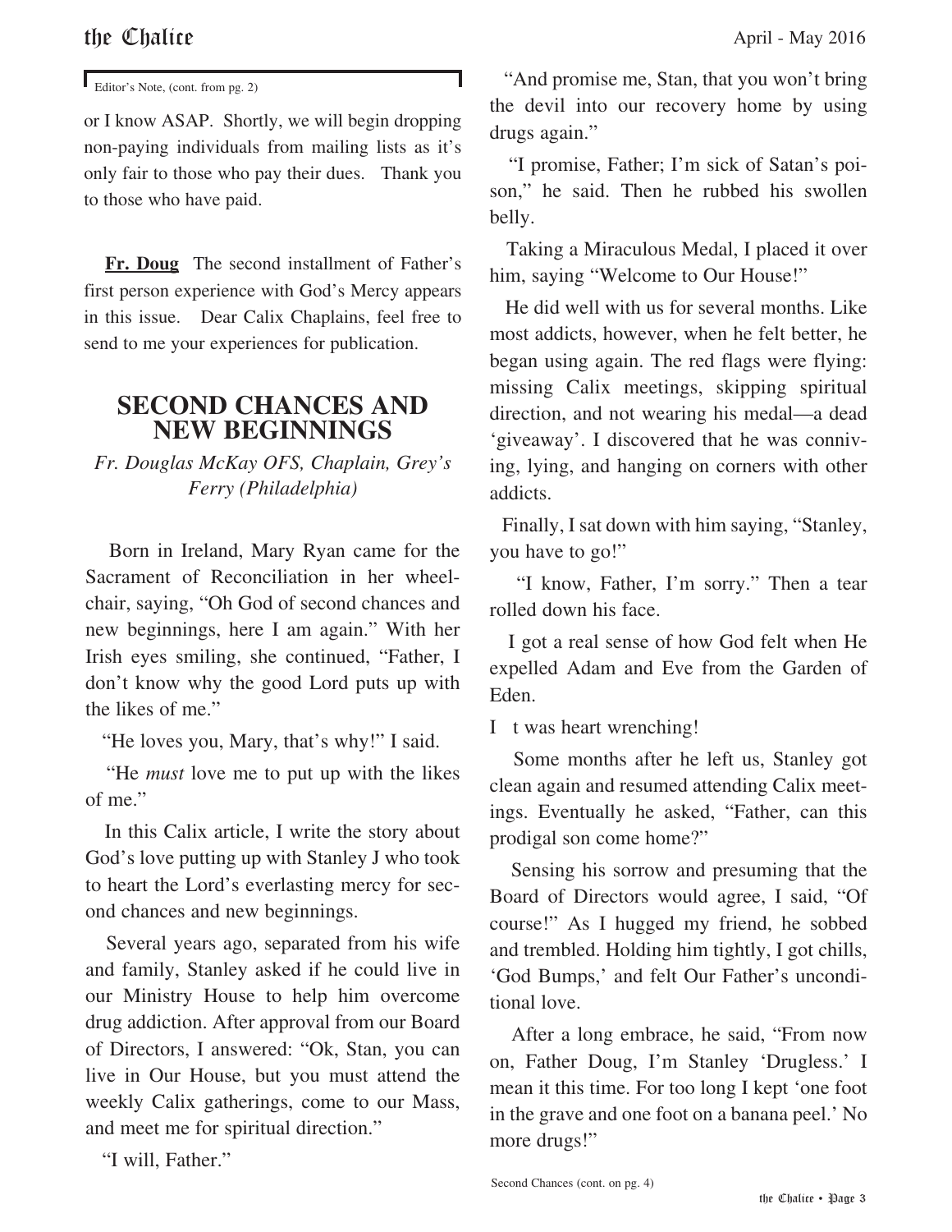Editor's Note, (cont. from pg. 2)

or I know ASAP. Shortly, we will begin dropping non-paying individuals from mailing lists as it's only fair to those who pay their dues. Thank you to those who have paid.

**Fr. Doug** The second installment of Father's first person experience with God's Mercy appears in this issue. Dear Calix Chaplains, feel free to send to me your experiences for publication.

## SECOND CHANCES AND NEW BEGINNINGS

*Fr. Douglas McKay OFS, Chaplain, Grey's Ferry (Philadelphia)*

Born in Ireland, Mary Ryan came for the Sacrament of Reconciliation in her wheelchair, saying, "Oh God of second chances and new beginnings, here I am again." With her Irish eyes smiling, she continued, "Father, I don't know why the good Lord puts up with the likes of me."

"He loves you, Mary, that's why!" I said.

"He *must* love me to put up with the likes of me."

In this Calix article, I write the story about God's love putting up with Stanley J who took to heart the Lord's everlasting mercy for second chances and new beginnings.

Several years ago, separated from his wife and family, Stanley asked if he could live in our Ministry House to help him overcome drug addiction. After approval from our Board of Directors, I answered: "Ok, Stan, you can live in Our House, but you must attend the weekly Calix gatherings, come to our Mass, and meet me for spiritual direction."

"I will, Father."

"And promise me, Stan, that you won't bring the devil into our recovery home by using drugs again."

"I promise, Father; I'm sick of Satan's poison," he said. Then he rubbed his swollen belly.

Taking a Miraculous Medal, I placed it over him, saying "Welcome to Our House!"

He did well with us for several months. Like most addicts, however, when he felt better, he began using again. The red flags were flying: missing Calix meetings, skipping spiritual direction, and not wearing his medal—a dead 'giveaway'. I discovered that he was conniving, lying, and hanging on corners with other addicts.

Finally, I sat down with him saying, "Stanley, you have to go!"

"I know, Father, I'm sorry." Then a tear rolled down his face.

I got a real sense of how God felt when He expelled Adam and Eve from the Garden of Eden.

It was heart wrenching!

Some months after he left us, Stanley got clean again and resumed attending Calix meetings. Eventually he asked, "Father, can this prodigal son come home?"

Sensing his sorrow and presuming that the Board of Directors would agree, I said, "Of course!" As I hugged my friend, he sobbed and trembled. Holding him tightly, I got chills, 'God Bumps,' and felt Our Father's unconditional love.

After a long embrace, he said, "From now on, Father Doug, I'm Stanley 'Drugless.' I mean it this time. For too long I kept 'one foot in the grave and one foot on a banana peel.' No more drugs!"

Second Chances (cont. on pg. 4)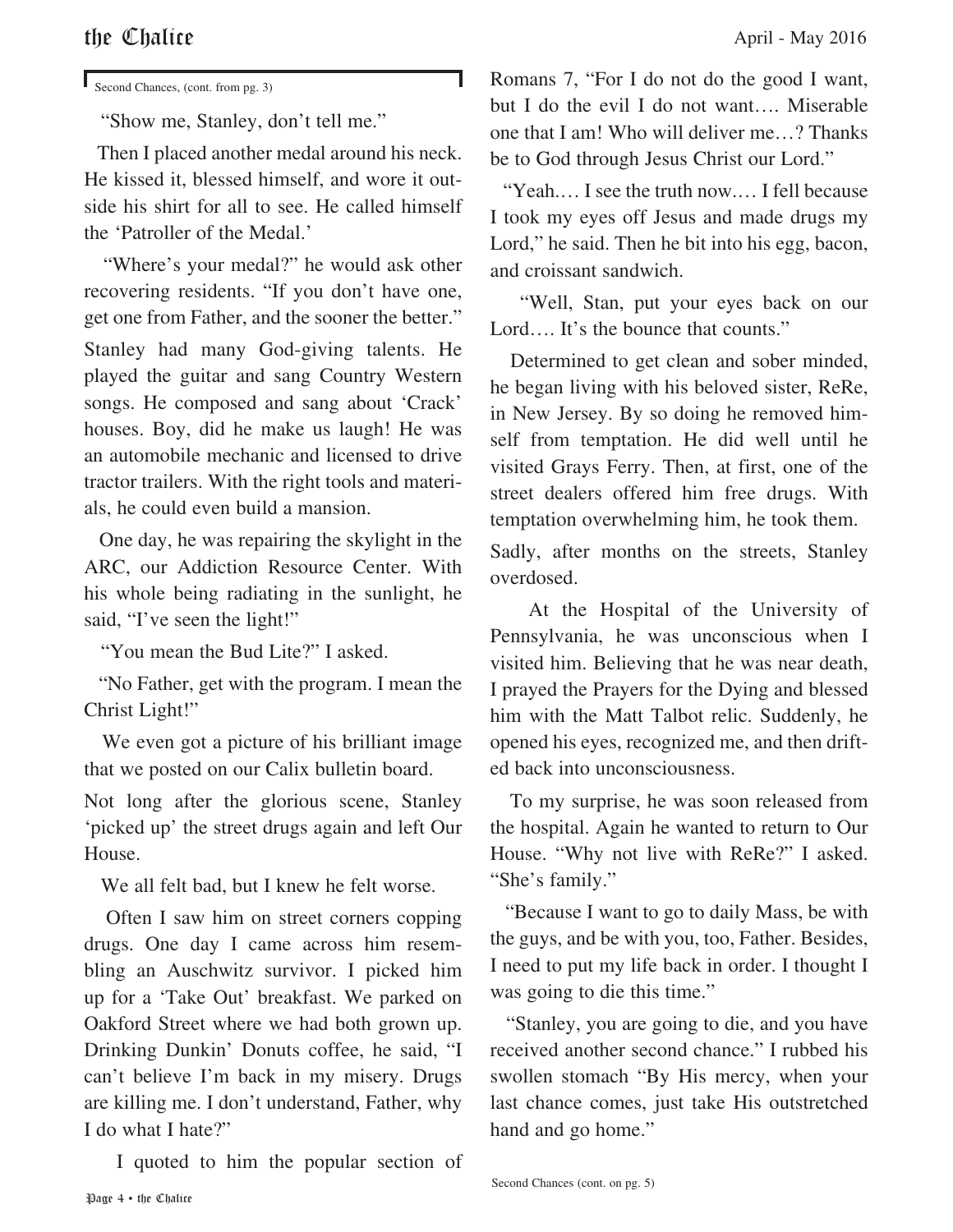Second Chances, (cont. from pg. 3)

"Show me, Stanley, don't tell me."

Then I placed another medal around his neck. He kissed it, blessed himself, and wore it outside his shirt for all to see. He called himself the 'Patroller of the Medal.'

"Where's your medal?" he would ask other recovering residents. "If you don't have one, get one from Father, and the sooner the better."

Stanley had many God-giving talents. He played the guitar and sang Country Western songs. He composed and sang about 'Crack' houses. Boy, did he make us laugh! He was an automobile mechanic and licensed to drive tractor trailers. With the right tools and materials, he could even build a mansion.

One day, he was repairing the skylight in the ARC, our Addiction Resource Center. With his whole being radiating in the sunlight, he said, "I've seen the light!"

"You mean the Bud Lite?" I asked.

"No Father, get with the program. I mean the Christ Light!"

We even got a picture of his brilliant image that we posted on our Calix bulletin board.

Not long after the glorious scene, Stanley 'picked up' the street drugs again and left Our House.

We all felt bad, but I knew he felt worse.

Often I saw him on street corners copping drugs. One day I came across him resembling an Auschwitz survivor. I picked him up for a 'Take Out' breakfast. We parked on Oakford Street where we had both grown up. Drinking Dunkin' Donuts coffee, he said, "I can't believe I'm back in my misery. Drugs are killing me. I don't understand, Father, why I do what I hate?"

I quoted to him the popular section of Romans 7, "For I do not do the good I want, but I do the evil I do not want…. Miserable one that I am! Who will deliver me…? Thanks be to God through Jesus Christ our Lord."

"Yeah.… I see the truth now.… I fell because I took my eyes off Jesus and made drugs my Lord," he said. Then he bit into his egg, bacon, and croissant sandwich.

"Well, Stan, put your eyes back on our Lord…. It's the bounce that counts."

Determined to get clean and sober minded, he began living with his beloved sister, ReRe, in New Jersey. By so doing he removed himself from temptation. He did well until he visited Grays Ferry. Then, at first, one of the street dealers offered him free drugs. With temptation overwhelming him, he took them.

Sadly, after months on the streets, Stanley overdosed.

At the Hospital of the University of Pennsylvania, he was unconscious when I visited him. Believing that he was near death, I prayed the Prayers for the Dying and blessed him with the Matt Talbot relic. Suddenly, he opened his eyes, recognized me, and then drifted back into unconsciousness.

To my surprise, he was soon released from the hospital. Again he wanted to return to Our House. "Why not live with ReRe?" I asked. "She's family."

"Because I want to go to daily Mass, be with the guys, and be with you, too, Father. Besides, I need to put my life back in order. I thought I was going to die this time."

"Stanley, you are going to die, and you have received another second chance." I rubbed his swollen stomach "By His mercy, when your last chance comes, just take His outstretched hand and go home."

Second Chances (cont. on pg. 5)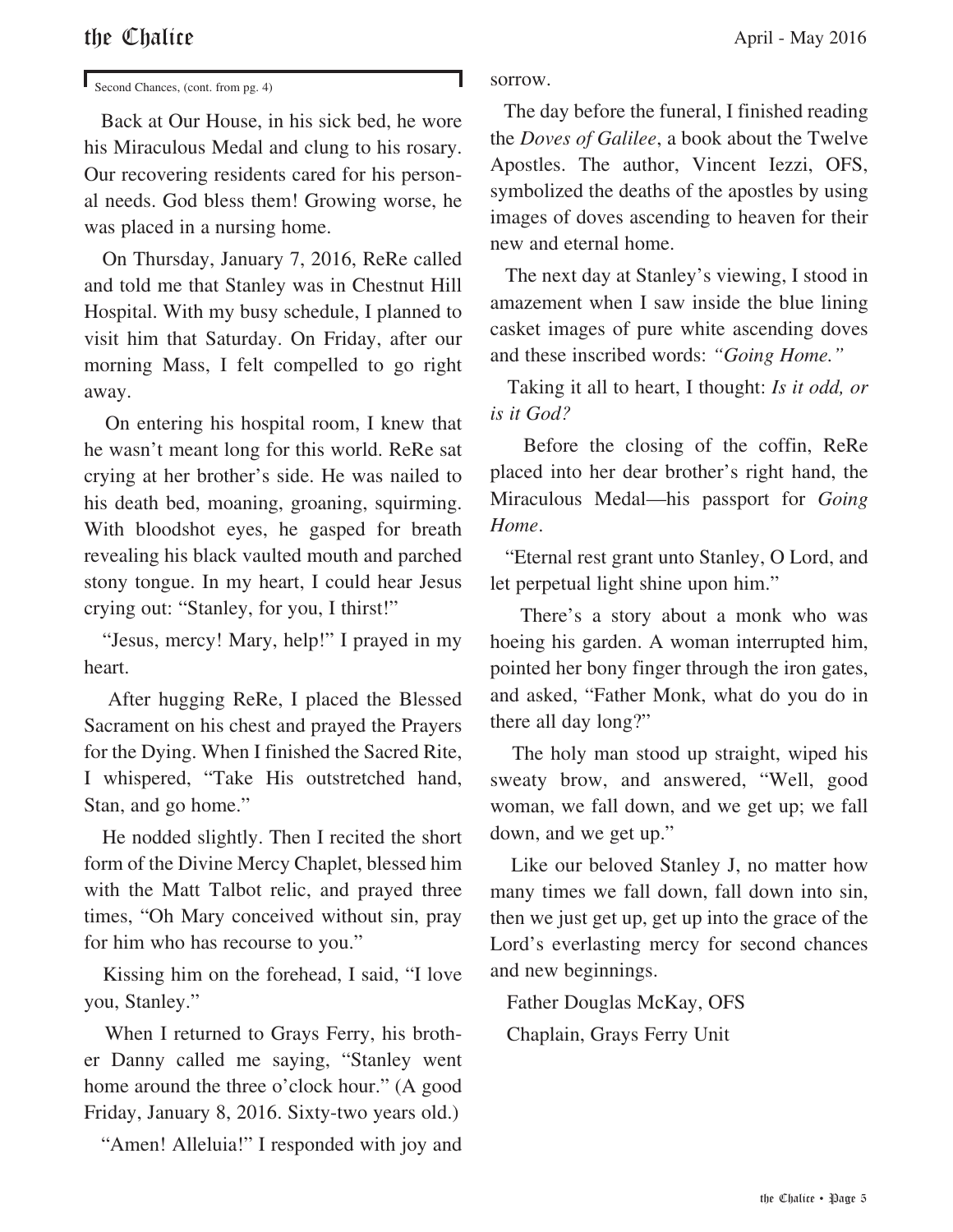Second Chances, (cont. from pg. 4)

Back at Our House, in his sick bed, he wore his Miraculous Medal and clung to his rosary. Our recovering residents cared for his personal needs. God bless them! Growing worse, he was placed in a nursing home.

On Thursday, January 7, 2016, ReRe called and told me that Stanley was in Chestnut Hill Hospital. With my busy schedule, I planned to visit him that Saturday. On Friday, after our morning Mass, I felt compelled to go right away.

On entering his hospital room, I knew that he wasn't meant long for this world. ReRe sat crying at her brother's side. He was nailed to his death bed, moaning, groaning, squirming. With bloodshot eyes, he gasped for breath revealing his black vaulted mouth and parched stony tongue. In my heart, I could hear Jesus crying out: "Stanley, for you, I thirst!"

"Jesus, mercy! Mary, help!" I prayed in my heart.

After hugging ReRe, I placed the Blessed Sacrament on his chest and prayed the Prayers for the Dying. When I finished the Sacred Rite, I whispered, "Take His outstretched hand, Stan, and go home."

He nodded slightly. Then I recited the short form of the Divine Mercy Chaplet, blessed him with the Matt Talbot relic, and prayed three times, "Oh Mary conceived without sin, pray for him who has recourse to you."

Kissing him on the forehead, I said, "I love you, Stanley."

When I returned to Grays Ferry, his brother Danny called me saying, "Stanley went home around the three o'clock hour." (A good Friday, January 8, 2016. Sixty-two years old.)

"Amen! Alleluia!" I responded with joy and sorrow.

The day before the funeral, I finished reading the *Doves of Galilee*, a book about the Twelve Apostles. The author, Vincent Iezzi, OFS, symbolized the deaths of the apostles by using images of doves ascending to heaven for their new and eternal home.

The next day at Stanley's viewing, I stood in amazement when I saw inside the blue lining casket images of pure white ascending doves and these inscribed words: *"Going Home."*

Taking it all to heart, I thought: *Is it odd, or is it God?*

Before the closing of the coffin, ReRe placed into her dear brother's right hand, the Miraculous Medal—his passport for *Going Home*.

"Eternal rest grant unto Stanley, O Lord, and let perpetual light shine upon him."

There's a story about a monk who was hoeing his garden. A woman interrupted him, pointed her bony finger through the iron gates, and asked, "Father Monk, what do you do in there all day long?"

The holy man stood up straight, wiped his sweaty brow, and answered, "Well, good woman, we fall down, and we get up; we fall down, and we get up."

Like our beloved Stanley J, no matter how many times we fall down, fall down into sin, then we just get up, get up into the grace of the Lord's everlasting mercy for second chances and new beginnings.

Father Douglas McKay, OFS

Chaplain, Grays Ferry Unit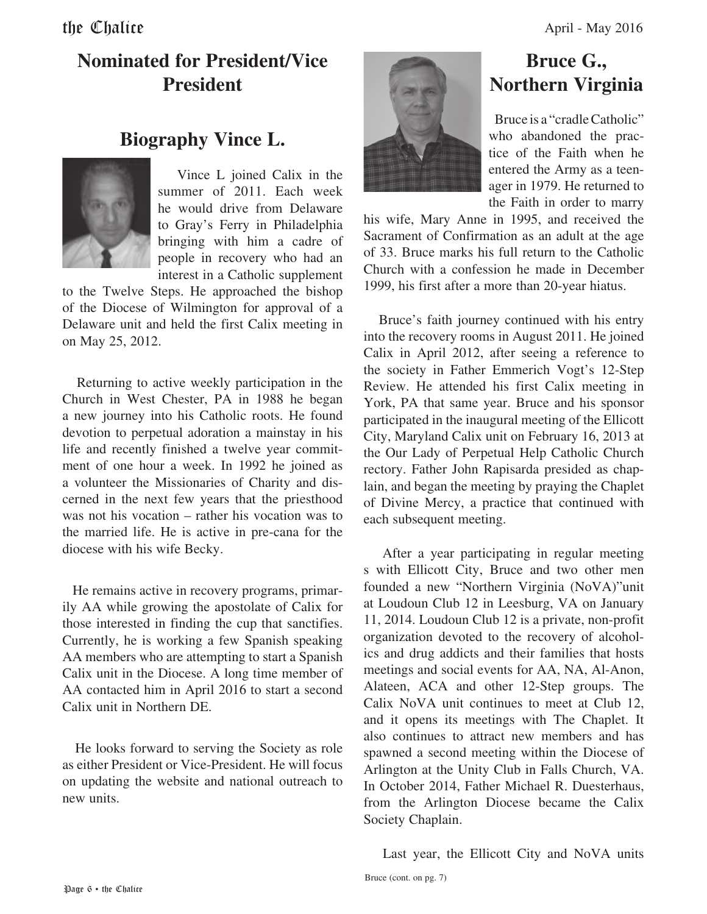## Nominated for President/Vice President

### Biography Vince L.

Vince L joined Calix in the summer of 2011. Each week he would drive from Delaware to Gray's Ferry in Philadelphia bringing with him a cadre of people in recovery who had an interest in a Catholic supplement to the Twelve Steps. He approached the bishop of the Diocese of Wilmington for approval of a Delaware unit and held the first Calix meeting in on May 25, 2012.

Returning to active weekly participation in the Church in West Chester, PA in 1988 he began a new journey into his Catholic roots. He found devotion to perpetual adoration a mainstay in his life and recently finished a twelve year commitment of one hour a week. In 1992 he joined as a volunteer the Missionaries of Charity and discerned in the next few years that the priesthood was not his vocation – rather his vocation was to the married life. He is active in pre-cana for the diocese with his wife Becky.

He remains active in recovery programs, primarily AA while growing the apostolate of Calix for those interested in finding the cup that sanctifies. Currently, he is working a few Spanish speaking AA members who are attempting to start a Spanish Calix unit in the Diocese. A long time member of AA contacted him in April 2016 to start a second Calix unit in Northern DE.

He looks forward to serving the Society as role as either President or Vice-President. He will focus on updating the website and national outreach to new units.

### Bruce G., Northern Virginia

Bruce is a "cradle Catholic" who abandoned the practice of the Faith when he entered the Army as a teenager in 1979. He returned to the Faith in order to marry his wife, Mary Anne in 1995, and received the Sacrament of Confirmation as an adult at the age of 33. Bruce marks his full return to the Catholic Church with a confession he made in December 1999, his first after a more than 20-year hiatus.

Bruce's faith journey continued with his entry into the recovery rooms in August 2011. He joined Calix in April 2012, after seeing a reference to the society in Father Emmerich Vogt's 12-Step Review. He attended his first Calix meeting in York, PA that same year. Bruce and his sponsor participated in the inaugural meeting of the Ellicott City, Maryland Calix unit on February 16, 2013 at the Our Lady of Perpetual Help Catholic Church rectory. Father John Rapisarda presided as chaplain, and began the meeting by praying the Chaplet of Divine Mercy, a practice that continued with each subsequent meeting.

After a year participating in regular meeting s with Ellicott City, Bruce and two other men founded a new "Northern Virginia (NoVA)"unit at Loudoun Club 12 in Leesburg, VA on January 11, 2014. Loudoun Club 12 is a private, non-profit organization devoted to the recovery of alcoholics and drug addicts and their families that hosts meetings and social events for AA, NA, Al-Anon, Alateen, ACA and other 12-Step groups. The Calix NoVA unit continues to meet at Club 12, and it opens its meetings with The Chaplet. It also continues to attract new members and has spawned a second meeting within the Diocese of Arlington at the Unity Club in Falls Church, VA. In October 2014, Father Michael R. Duesterhaus, from the Arlington Diocese became the Calix Society Chaplain.

Last year, the Ellicott City and NoVA units

Bruce (cont. on pg. 7)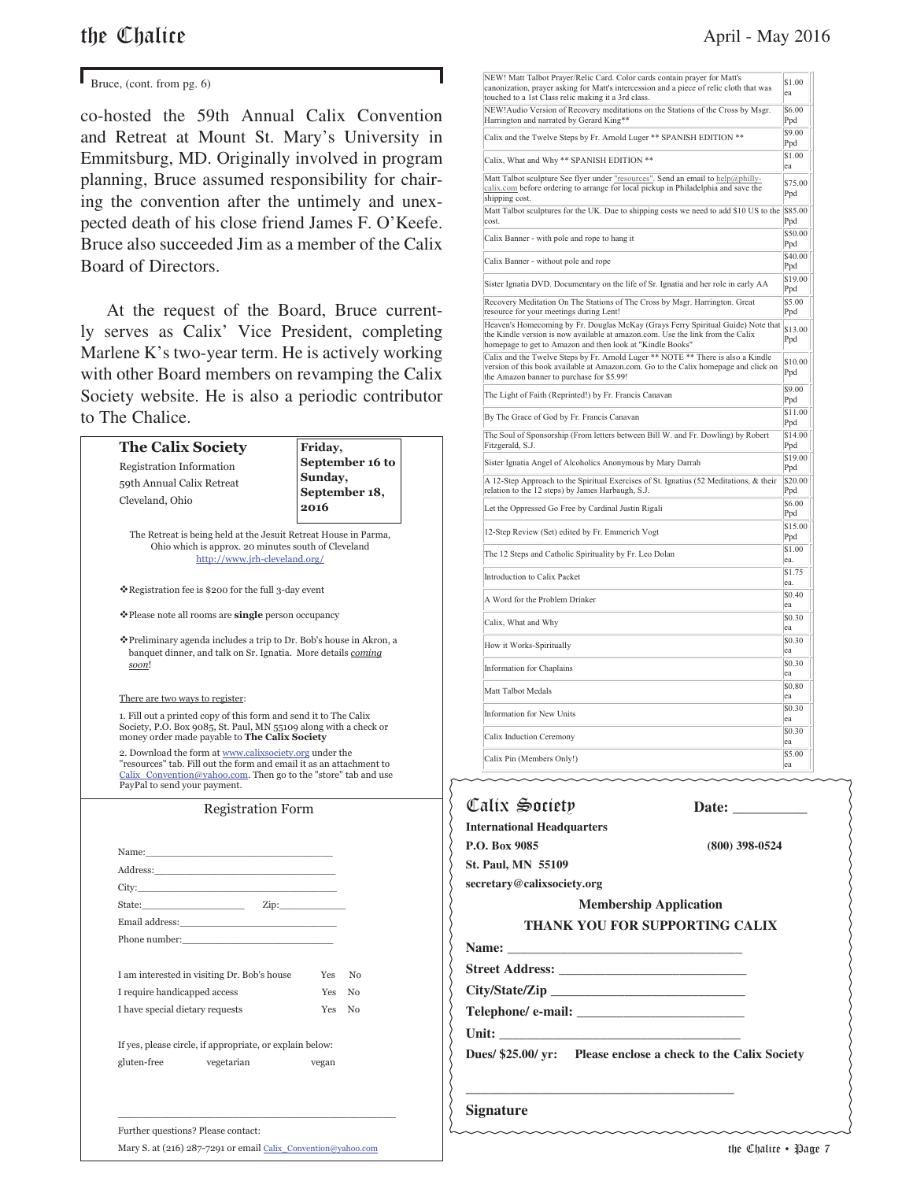Bruce, (cont. from pg. 6)

co-hosted the 59th Annual Calix Convention and Retreat at Mount St. Mary's University in Emmitsburg, MD. Originally involved in program planning, Bruce assumed responsibility for chairing the convention after the untimely and unexpected death of his close friend James F. O'Keefe. Bruce also succeeded Jim as a member of the Calix Board of Directors.

At the request of the Board, Bruce currently serves as Calix' Vice President, completing Marlene K's two-year term. He is actively working with other Board members on revamping the Calix Society website. He is also a periodic contributor to The Chalice.

## The Calix Society

Registration Information
59th Annual Calix Retreat
Cleveland, Ohio

**Friday, September 16 to Sunday, September 18, 2016**

The Retreat is being held at the Jesuit Retreat House in Parma, Ohio which is approx. 20 minutes south of Cleveland
http://www.jrh-cleveland.org/

- Registration fee is $200 for the full 3-day event
- Please note all rooms are **single** person occupancy
- Preliminary agenda includes a trip to Dr. Bob's house in Akron, a banquet dinner, and talk on Sr. Ignatia. More details *coming soon*!

There are two ways to register:

1. Fill out a printed copy of this form and send it to The Calix Society, P.O. Box 9085, St. Paul, MN 55109 along with a check or money order made payable to **The Calix Society**
2. Download the form at www.calixsociety.org under the "resources" tab. Fill out the form and email it as an attachment to Calix_Convention@yahoo.com. Then go to the "store" tab and use PayPal to send your payment.

### Registration Form

Name:\_\_\_\_\_\_\_\_\_\_\_\_\_\_\_\_\_\_\_\_\_\_\_\_\_\_\_\_\_\_
Address:\_\_\_\_\_\_\_\_\_\_\_\_\_\_\_\_\_\_\_\_\_\_\_\_\_\_\_\_
City:\_\_\_\_\_\_\_\_\_\_\_\_\_\_\_\_\_\_\_\_\_\_\_\_\_\_\_\_\_\_\_
State:\_\_\_\_\_\_\_\_\_\_\_\_\_\_ Zip:\_\_\_\_\_\_\_\_\_\_
Email address:\_\_\_\_\_\_\_\_\_\_\_\_\_\_\_\_\_\_\_\_\_\_\_\_
Phone number:\_\_\_\_\_\_\_\_\_\_\_\_\_\_\_\_\_\_\_\_\_\_\_\_

I am interested in visiting Dr. Bob's house Yes No
I require handicapped access Yes No
I have special dietary requests Yes No

If yes, please circle, if appropriate, or explain below:
gluten-free vegetarian vegan

\_\_\_\_\_\_\_\_\_\_\_\_\_\_\_\_\_\_\_\_\_\_\_\_\_\_\_\_\_\_\_\_\_\_\_\_\_\_

Further questions? Please contact:
Mary S. at (216) 287-7291 or email Calix_Convention@yahoo.com

| Item | Price |
|---|---|
| NEW! Matt Talbot Prayer/Relic Card. Color cards contain prayer for Matt's canonization, prayer asking for Matt's intercession and a piece of relic cloth that was touched to a 1st Class relic making it a 3rd class. | $1.00 ea |
| NEW!Audio Version of Recovery meditations on the Stations of the Cross by Msgr. Harrington and narrated by Gerard King** | $6.00 Ppd |
| Calix and the Twelve Steps by Fr. Arnold Luger ** SPANISH EDITION ** | $9.00 Ppd |
| Calix, What and Why ** SPANISH EDITION ** | $1.00 ea |
| Matt Talbot sculpture See flyer under "resources". Send an email to help@philly-calix.com before ordering to arrange for local pickup in Philadelphia and save the shipping cost. | $75.00 Ppd |
| Matt Talbot sculptures for the UK. Due to shipping costs we need to add $10 US to the cost. | $85.00 Ppd |
| Calix Banner - with pole and rope to hang it | $50.00 Ppd |
| Calix Banner - without pole and rope | $40.00 Ppd |
| Sister Ignatia DVD. Documentary on the life of Sr. Ignatia and her role in early AA | $19.00 Ppd |
| Recovery Meditation On The Stations of The Cross by Msgr. Harrington. Great resource for your meetings during Lent! | $5.00 Ppd |
| Heaven's Homecoming by Fr. Douglas McKay (Grays Ferry Spiritual Guide) Note that the Kindle version is now available at amazon.com. Use the link from the Calix homepage to get to Amazon and then look at "Kindle Books" | $13.00 Ppd |
| Calix and the Twelve Steps by Fr. Arnold Luger ** NOTE ** There is also a Kindle version of this book available at Amazon.com. Go to the Calix homepage and click on the Amazon banner to purchase for $5.99! | $10.00 Ppd |
| The Light of Faith (Reprinted!) by Fr. Francis Canavan | $9.00 Ppd |
| By The Grace of God by Fr. Francis Canavan | $11.00 Ppd |
| The Soul of Sponsorship (From letters between Bill W. and Fr. Dowling) by Robert Fitzgerald, S.J. | $14.00 Ppd |
| Sister Ignatia Angel of Alcoholics Anonymous by Mary Darrah | $19.00 Ppd |
| A 12-Step Approach to the Spiritual Exercises of St. Ignatius (52 Meditations, & their relation to the 12 steps) by James Harbaugh, S.J. | $20.00 Ppd |
| Let the Oppressed Go Free by Cardinal Justin Rigali | $6.00 Ppd |
| 12-Step Review (Set) edited by Fr. Emmerich Vogt | $15.00 Ppd |
| The 12 Steps and Catholic Spirituality by Fr. Leo Dolan | $1.00 ea. |
| Introduction to Calix Packet | $1.75 ea. |
| A Word for the Problem Drinker | $0.40 ea |
| Calix, What and Why | $0.30 ea |
| How it Works-Spiritually | $0.30 ea |
| Information for Chaplains | $0.30 ea |
| Matt Talbot Medals | $0.80 ea |
| Information for New Units | $0.30 ea |
| Calix Induction Ceremony | $0.30 ea |
| Calix Pin (Members Only!) | $5.00 ea |

## Calix Society

**Date: \_\_\_\_\_\_\_\_\_\_**

**International Headquarters**
**P.O. Box 9085** **(800) 398-0524**
**St. Paul, MN 55109**
**secretary@calixsociety.org**

**Membership Application**

**THANK YOU FOR SUPPORTING CALIX**

**Name:** \_\_\_\_\_\_\_\_\_\_\_\_\_\_\_\_\_\_\_\_\_\_\_\_\_\_\_\_\_\_
**Street Address:** \_\_\_\_\_\_\_\_\_\_\_\_\_\_\_\_\_\_\_\_\_\_\_\_
**City/State/Zip** \_\_\_\_\_\_\_\_\_\_\_\_\_\_\_\_\_\_\_\_\_\_\_\_
**Telephone/ e-mail:** \_\_\_\_\_\_\_\_\_\_\_\_\_\_\_\_\_\_\_\_\_\_
**Unit:** \_\_\_\_\_\_\_\_\_\_\_\_\_\_\_\_\_\_\_\_\_\_\_\_\_\_\_\_\_\_\_\_
**Dues/ $25.00/ yr: Please enclose a check to the Calix Society**

\_\_\_\_\_\_\_\_\_\_\_\_\_\_\_\_\_\_\_\_\_\_\_\_\_\_\_\_\_\_\_\_\_\_\_\_
**Signature**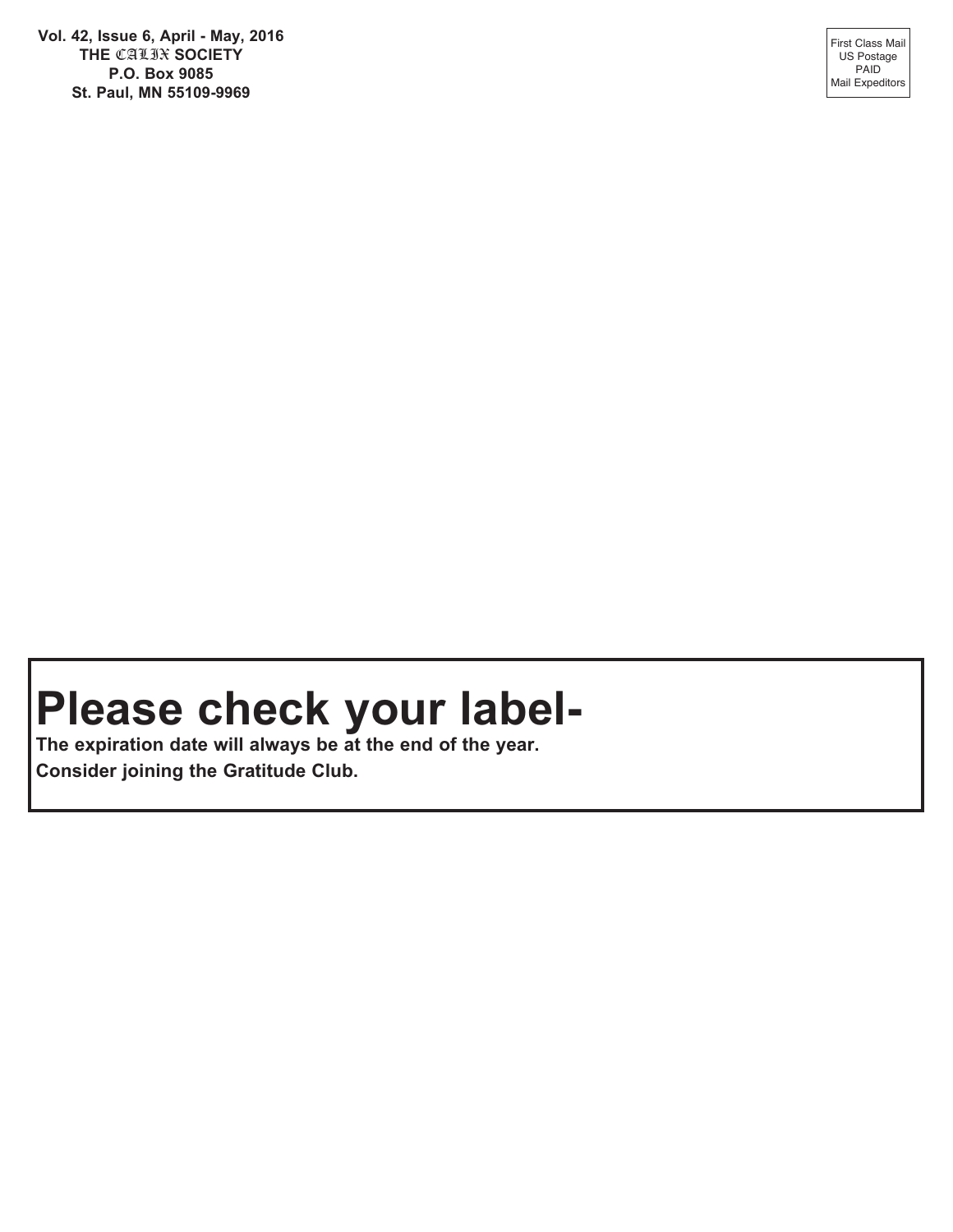**Vol. 42, Issue 6, April - May, 2016**
**THE CALIX SOCIETY**
**P.O. Box 9085**
**St. Paul, MN 55109-9969**

First Class Mail
US Postage
PAID
Mail Expeditors

# Please check your label-

**The expiration date will always be at the end of the year.**

**Consider joining the Gratitude Club.**